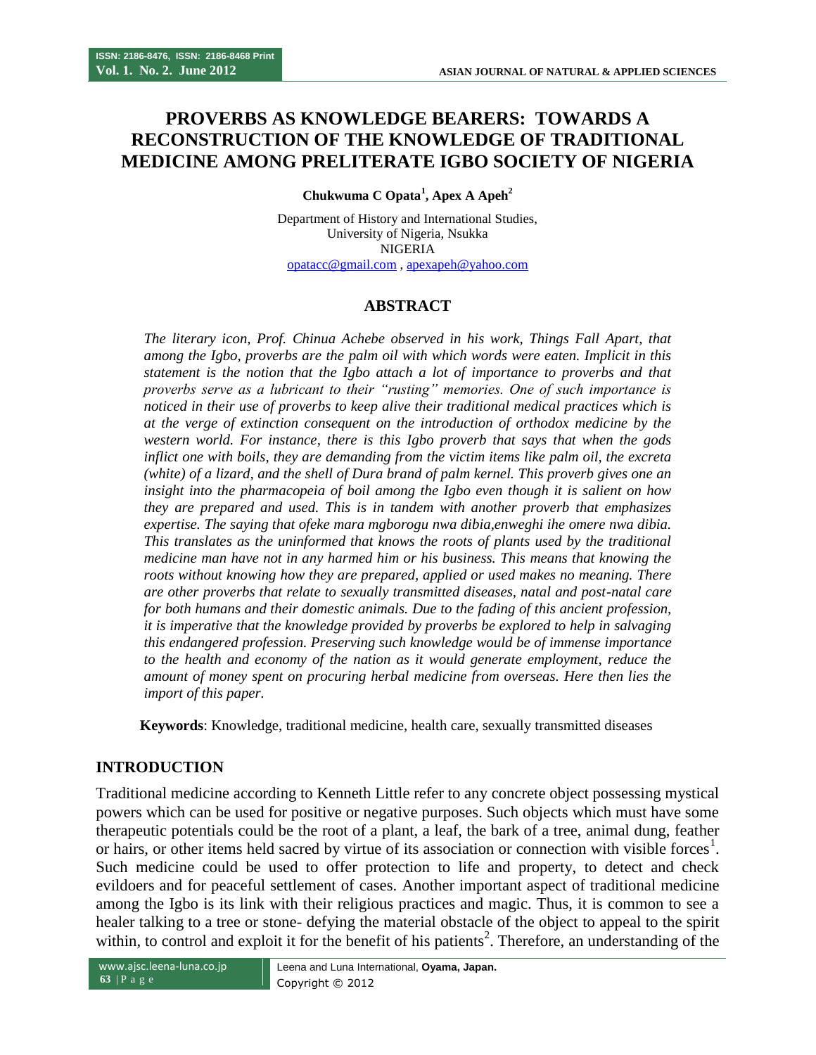# PROVERBS AS KNOWLEDGE BEARERS: TOWARDS A RECONSTRUCTION OF THE KNOWLEDGE OF TRADITIONAL MEDICINE AMONG PRELITERATE IGBO SOCIETY OF NIGERIA

**Chukwuma C Opata[1], Apex A Apeh[2]**

Department of History and International Studies,
University of Nigeria, Nsukka
NIGERIA
opatacc@gmail.com , apexapeh@yahoo.com

## ABSTRACT

*The literary icon, Prof. Chinua Achebe observed in his work, Things Fall Apart, that among the Igbo, proverbs are the palm oil with which words were eaten. Implicit in this statement is the notion that the Igbo attach a lot of importance to proverbs and that proverbs serve as a lubricant to their "rusting" memories. One of such importance is noticed in their use of proverbs to keep alive their traditional medical practices which is at the verge of extinction consequent on the introduction of orthodox medicine by the western world. For instance, there is this Igbo proverb that says that when the gods inflict one with boils, they are demanding from the victim items like palm oil, the excreta (white) of a lizard, and the shell of Dura brand of palm kernel. This proverb gives one an insight into the pharmacopeia of boil among the Igbo even though it is salient on how they are prepared and used. This is in tandem with another proverb that emphasizes expertise. The saying that ofeke mara mgborogu nwa dibia,enweghi ihe omere nwa dibia. This translates as the uninformed that knows the roots of plants used by the traditional medicine man have not in any harmed him or his business. This means that knowing the roots without knowing how they are prepared, applied or used makes no meaning. There are other proverbs that relate to sexually transmitted diseases, natal and post-natal care for both humans and their domestic animals. Due to the fading of this ancient profession, it is imperative that the knowledge provided by proverbs be explored to help in salvaging this endangered profession. Preserving such knowledge would be of immense importance to the health and economy of the nation as it would generate employment, reduce the amount of money spent on procuring herbal medicine from overseas. Here then lies the import of this paper.*

**Keywords**: Knowledge, traditional medicine, health care, sexually transmitted diseases

## INTRODUCTION

Traditional medicine according to Kenneth Little refer to any concrete object possessing mystical powers which can be used for positive or negative purposes. Such objects which must have some therapeutic potentials could be the root of a plant, a leaf, the bark of a tree, animal dung, feather or hairs, or other items held sacred by virtue of its association or connection with visible forces[1]. Such medicine could be used to offer protection to life and property, to detect and check evildoers and for peaceful settlement of cases. Another important aspect of traditional medicine among the Igbo is its link with their religious practices and magic. Thus, it is common to see a healer talking to a tree or stone- defying the material obstacle of the object to appeal to the spirit within, to control and exploit it for the benefit of his patients[2]. Therefore, an understanding of the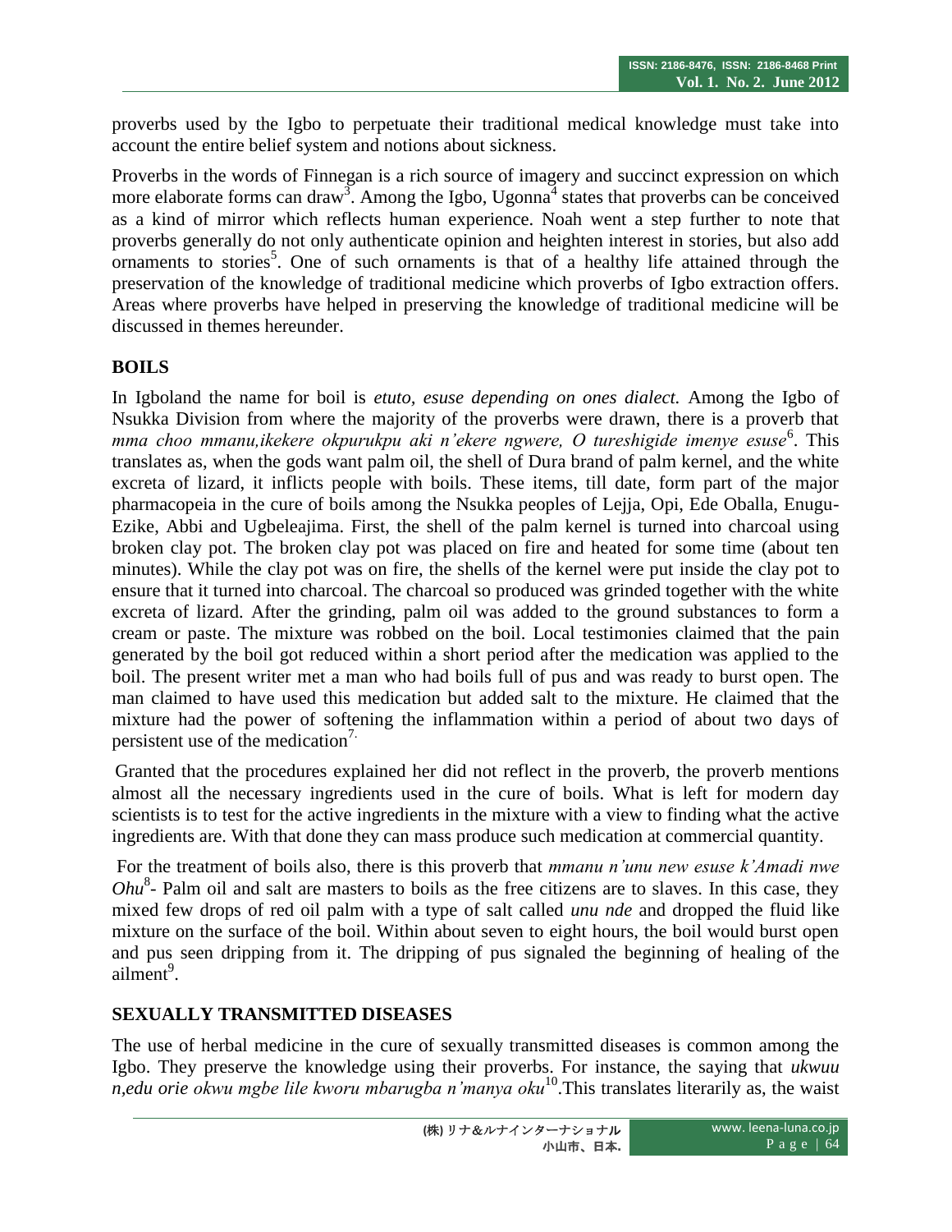proverbs used by the Igbo to perpetuate their traditional medical knowledge must take into account the entire belief system and notions about sickness.

Proverbs in the words of Finnegan is a rich source of imagery and succinct expression on which more elaborate forms can draw[3]. Among the Igbo, Ugonna[4] states that proverbs can be conceived as a kind of mirror which reflects human experience. Noah went a step further to note that proverbs generally do not only authenticate opinion and heighten interest in stories, but also add ornaments to stories[5]. One of such ornaments is that of a healthy life attained through the preservation of the knowledge of traditional medicine which proverbs of Igbo extraction offers. Areas where proverbs have helped in preserving the knowledge of traditional medicine will be discussed in themes hereunder.

## BOILS

In Igboland the name for boil is *etuto, esuse depending on ones dialect.* Among the Igbo of Nsukka Division from where the majority of the proverbs were drawn, there is a proverb that *mma choo mmanu,ikekere okpurukpu aki n'ekere ngwere, O tureshigide imenye esuse*[6]. This translates as, when the gods want palm oil, the shell of Dura brand of palm kernel, and the white excreta of lizard, it inflicts people with boils. These items, till date, form part of the major pharmacopeia in the cure of boils among the Nsukka peoples of Lejja, Opi, Ede Oballa, Enugu-Ezike, Abbi and Ugbeleajima. First, the shell of the palm kernel is turned into charcoal using broken clay pot. The broken clay pot was placed on fire and heated for some time (about ten minutes). While the clay pot was on fire, the shells of the kernel were put inside the clay pot to ensure that it turned into charcoal. The charcoal so produced was grinded together with the white excreta of lizard. After the grinding, palm oil was added to the ground substances to form a cream or paste. The mixture was robbed on the boil. Local testimonies claimed that the pain generated by the boil got reduced within a short period after the medication was applied to the boil. The present writer met a man who had boils full of pus and was ready to burst open. The man claimed to have used this medication but added salt to the mixture. He claimed that the mixture had the power of softening the inflammation within a period of about two days of persistent use of the medication[7.]

Granted that the procedures explained her did not reflect in the proverb, the proverb mentions almost all the necessary ingredients used in the cure of boils. What is left for modern day scientists is to test for the active ingredients in the mixture with a view to finding what the active ingredients are. With that done they can mass produce such medication at commercial quantity.

For the treatment of boils also, there is this proverb that *mmanu n'unu new esuse k'Amadi nwe Ohu*[8]- Palm oil and salt are masters to boils as the free citizens are to slaves. In this case, they mixed few drops of red oil palm with a type of salt called *unu nde* and dropped the fluid like mixture on the surface of the boil. Within about seven to eight hours, the boil would burst open and pus seen dripping from it. The dripping of pus signaled the beginning of healing of the ailment[9].

## SEXUALLY TRANSMITTED DISEASES

The use of herbal medicine in the cure of sexually transmitted diseases is common among the Igbo. They preserve the knowledge using their proverbs. For instance, the saying that *ukwuu n,edu orie okwu mgbe lile kworu mbarugba n'manya oku*[10].This translates literarily as, the waist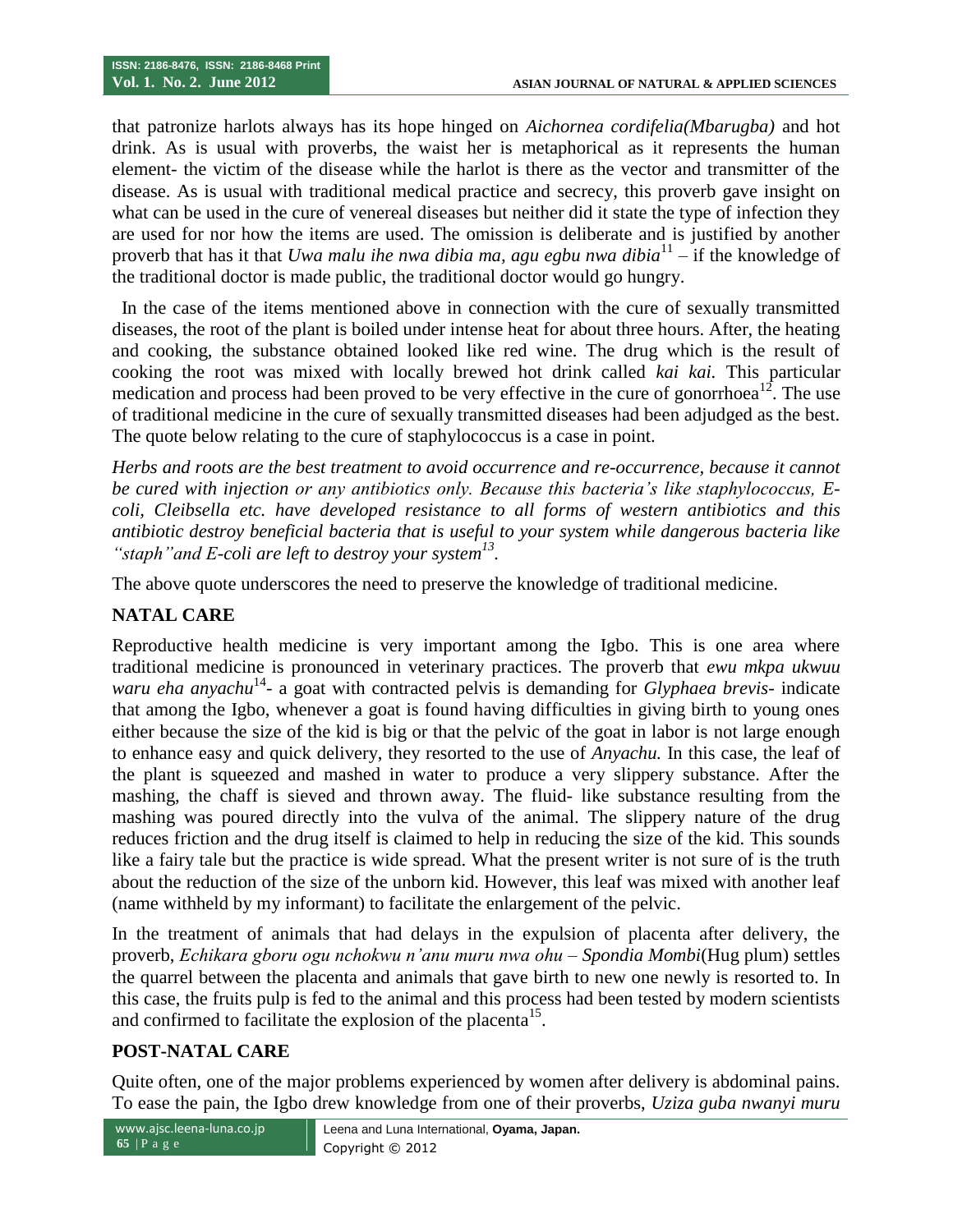that patronize harlots always has its hope hinged on *Aichornea cordifelia(Mbarugba)* and hot drink. As is usual with proverbs, the waist her is metaphorical as it represents the human element- the victim of the disease while the harlot is there as the vector and transmitter of the disease. As is usual with traditional medical practice and secrecy, this proverb gave insight on what can be used in the cure of venereal diseases but neither did it state the type of infection they are used for nor how the items are used. The omission is deliberate and is justified by another proverb that has it that *Uwa malu ihe nwa dibia ma, agu egbu nwa dibia*[11] – if the knowledge of the traditional doctor is made public, the traditional doctor would go hungry.

In the case of the items mentioned above in connection with the cure of sexually transmitted diseases, the root of the plant is boiled under intense heat for about three hours. After, the heating and cooking, the substance obtained looked like red wine. The drug which is the result of cooking the root was mixed with locally brewed hot drink called *kai kai.* This particular medication and process had been proved to be very effective in the cure of gonorrhoea[12]. The use of traditional medicine in the cure of sexually transmitted diseases had been adjudged as the best. The quote below relating to the cure of staphylococcus is a case in point.

*Herbs and roots are the best treatment to avoid occurrence and re-occurrence, because it cannot be cured with injection or any antibiotics only. Because this bacteria's like staphylococcus, E-coli, Cleibsella etc. have developed resistance to all forms of western antibiotics and this antibiotic destroy beneficial bacteria that is useful to your system while dangerous bacteria like "staph"and E-coli are left to destroy your system*[13].

The above quote underscores the need to preserve the knowledge of traditional medicine.

## NATAL CARE

Reproductive health medicine is very important among the Igbo. This is one area where traditional medicine is pronounced in veterinary practices. The proverb that *ewu mkpa ukwuu waru eha anyachu*[14]- a goat with contracted pelvis is demanding for *Glyphaea brevis-* indicate that among the Igbo, whenever a goat is found having difficulties in giving birth to young ones either because the size of the kid is big or that the pelvic of the goat in labor is not large enough to enhance easy and quick delivery, they resorted to the use of *Anyachu.* In this case, the leaf of the plant is squeezed and mashed in water to produce a very slippery substance. After the mashing, the chaff is sieved and thrown away. The fluid- like substance resulting from the mashing was poured directly into the vulva of the animal. The slippery nature of the drug reduces friction and the drug itself is claimed to help in reducing the size of the kid. This sounds like a fairy tale but the practice is wide spread. What the present writer is not sure of is the truth about the reduction of the size of the unborn kid. However, this leaf was mixed with another leaf (name withheld by my informant) to facilitate the enlargement of the pelvic.

In the treatment of animals that had delays in the expulsion of placenta after delivery, the proverb, *Echikara gboru ogu nchokwu n'anu muru nwa ohu – Spondia Mombi*(Hug plum) settles the quarrel between the placenta and animals that gave birth to new one newly is resorted to. In this case, the fruits pulp is fed to the animal and this process had been tested by modern scientists and confirmed to facilitate the explosion of the placenta[15].

## POST-NATAL CARE

Quite often, one of the major problems experienced by women after delivery is abdominal pains. To ease the pain, the Igbo drew knowledge from one of their proverbs, *Uziza guba nwanyi muru*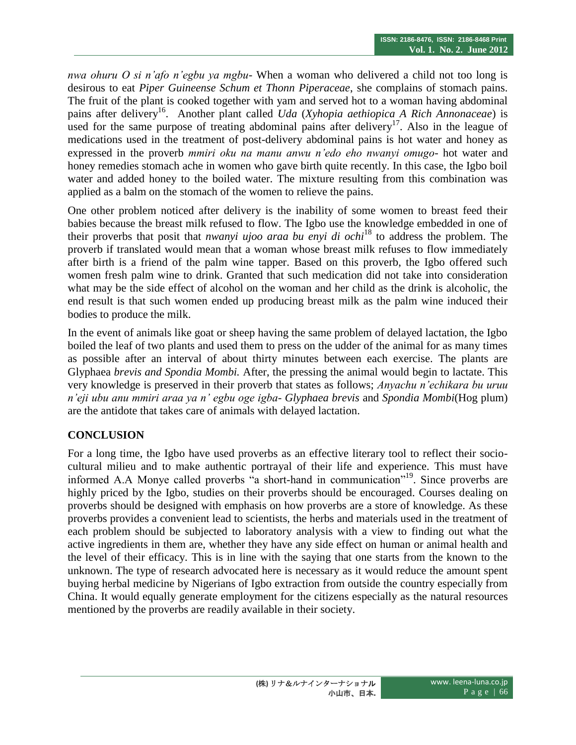*nwa ohuru O si n'afo n'egbu ya mgbu*- When a woman who delivered a child not too long is desirous to eat *Piper Guineense Schum et Thonn Piperaceae*, she complains of stomach pains. The fruit of the plant is cooked together with yam and served hot to a woman having abdominal pains after delivery[16]. Another plant called *Uda* (*Xyhopia aethiopica A Rich Annonaceae*) is used for the same purpose of treating abdominal pains after delivery[17]. Also in the league of medications used in the treatment of post-delivery abdominal pains is hot water and honey as expressed in the proverb *mmiri oku na manu anwu n'edo eho nwanyi omugo*- hot water and honey remedies stomach ache in women who gave birth quite recently. In this case, the Igbo boil water and added honey to the boiled water. The mixture resulting from this combination was applied as a balm on the stomach of the women to relieve the pains.

One other problem noticed after delivery is the inability of some women to breast feed their babies because the breast milk refused to flow. The Igbo use the knowledge embedded in one of their proverbs that posit that *nwanyi ujoo araa bu enyi di ochi*[18] to address the problem. The proverb if translated would mean that a woman whose breast milk refuses to flow immediately after birth is a friend of the palm wine tapper. Based on this proverb, the Igbo offered such women fresh palm wine to drink. Granted that such medication did not take into consideration what may be the side effect of alcohol on the woman and her child as the drink is alcoholic, the end result is that such women ended up producing breast milk as the palm wine induced their bodies to produce the milk.

In the event of animals like goat or sheep having the same problem of delayed lactation, the Igbo boiled the leaf of two plants and used them to press on the udder of the animal for as many times as possible after an interval of about thirty minutes between each exercise. The plants are Glyphaea *brevis and Spondia Mombi.* After, the pressing the animal would begin to lactate. This very knowledge is preserved in their proverb that states as follows; *Anyachu n'echikara bu uruu n'eji ubu anu mmiri araa ya n' egbu oge igba- Glyphaea brevis* and *Spondia Mombi*(Hog plum) are the antidote that takes care of animals with delayed lactation.

## CONCLUSION

For a long time, the Igbo have used proverbs as an effective literary tool to reflect their socio-cultural milieu and to make authentic portrayal of their life and experience. This must have informed A.A Monye called proverbs "a short-hand in communication"[19]. Since proverbs are highly priced by the Igbo, studies on their proverbs should be encouraged. Courses dealing on proverbs should be designed with emphasis on how proverbs are a store of knowledge. As these proverbs provides a convenient lead to scientists, the herbs and materials used in the treatment of each problem should be subjected to laboratory analysis with a view to finding out what the active ingredients in them are, whether they have any side effect on human or animal health and the level of their efficacy. This is in line with the saying that one starts from the known to the unknown. The type of research advocated here is necessary as it would reduce the amount spent buying herbal medicine by Nigerians of Igbo extraction from outside the country especially from China. It would equally generate employment for the citizens especially as the natural resources mentioned by the proverbs are readily available in their society.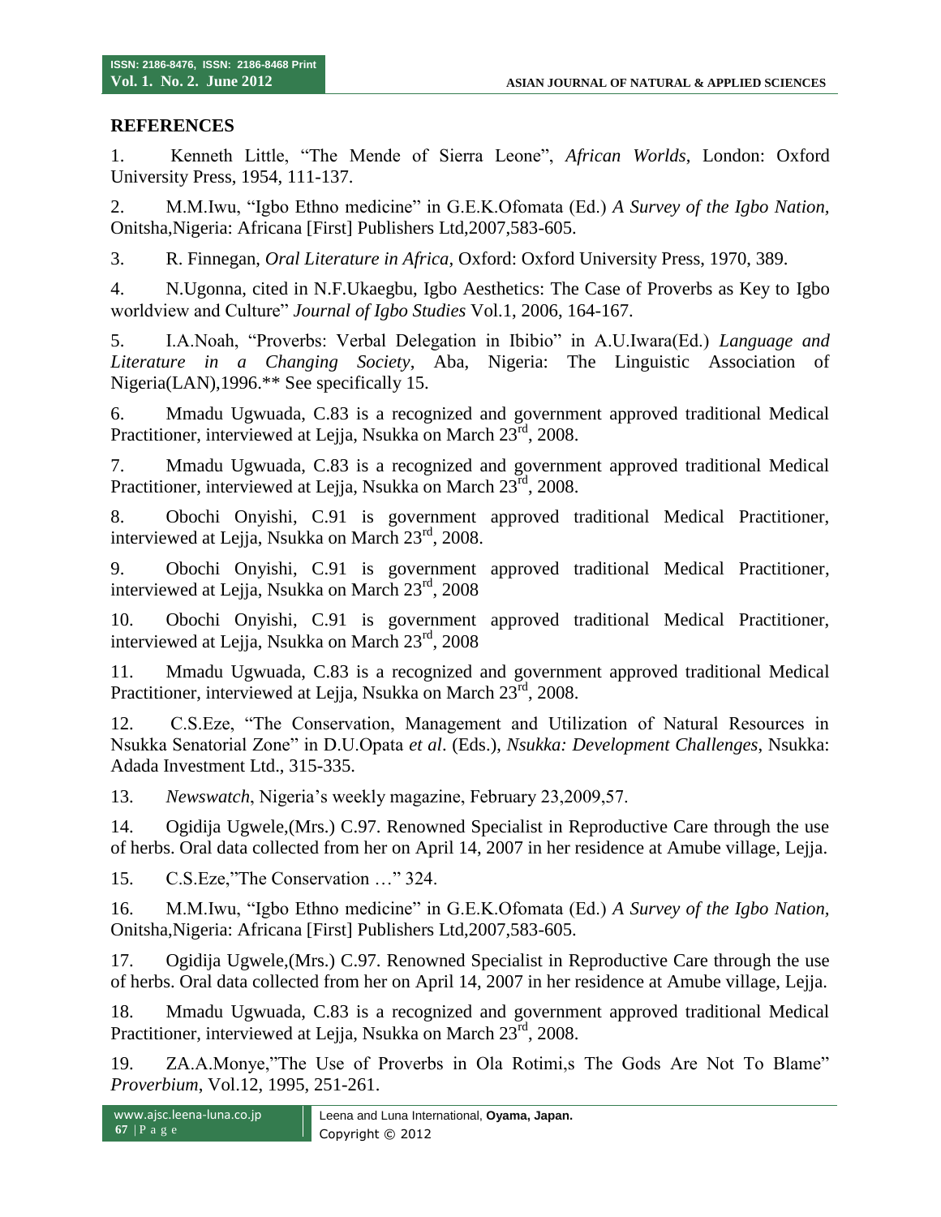## REFERENCES

1. Kenneth Little, "The Mende of Sierra Leone", *African Worlds*, London: Oxford University Press, 1954, 111-137.

2. M.M.Iwu, "Igbo Ethno medicine" in G.E.K.Ofomata (Ed.) *A Survey of the Igbo Nation,* Onitsha,Nigeria: Africana [First] Publishers Ltd,2007,583-605.

3. R. Finnegan, *Oral Literature in Africa,* Oxford: Oxford University Press, 1970, 389.

4. N.Ugonna, cited in N.F.Ukaegbu, Igbo Aesthetics: The Case of Proverbs as Key to Igbo worldview and Culture" *Journal of Igbo Studies* Vol.1, 2006, 164-167.

5. I.A.Noah, "Proverbs: Verbal Delegation in Ibibio" in A.U.Iwara(Ed.) *Language and Literature in a Changing Society*, Aba, Nigeria: The Linguistic Association of Nigeria(LAN),1996.** See specifically 15.

6. Mmadu Ugwuada, C.83 is a recognized and government approved traditional Medical Practitioner, interviewed at Lejja, Nsukka on March 23rd, 2008.

7. Mmadu Ugwuada, C.83 is a recognized and government approved traditional Medical Practitioner, interviewed at Lejja, Nsukka on March 23rd, 2008.

8. Obochi Onyishi, C.91 is government approved traditional Medical Practitioner, interviewed at Lejja, Nsukka on March 23rd, 2008.

9. Obochi Onyishi, C.91 is government approved traditional Medical Practitioner, interviewed at Lejja, Nsukka on March 23rd, 2008

10. Obochi Onyishi, C.91 is government approved traditional Medical Practitioner, interviewed at Lejja, Nsukka on March 23rd, 2008

11. Mmadu Ugwuada, C.83 is a recognized and government approved traditional Medical Practitioner, interviewed at Lejja, Nsukka on March 23rd, 2008.

12. C.S.Eze, "The Conservation, Management and Utilization of Natural Resources in Nsukka Senatorial Zone" in D.U.Opata *et al*. (Eds.), *Nsukka: Development Challenges*, Nsukka: Adada Investment Ltd., 315-335.

13. *Newswatch*, Nigeria's weekly magazine, February 23,2009,57.

14. Ogidija Ugwele,(Mrs.) C.97. Renowned Specialist in Reproductive Care through the use of herbs. Oral data collected from her on April 14, 2007 in her residence at Amube village, Lejja.

15. C.S.Eze,"The Conservation …" 324.

16. M.M.Iwu, "Igbo Ethno medicine" in G.E.K.Ofomata (Ed.) *A Survey of the Igbo Nation,* Onitsha,Nigeria: Africana [First] Publishers Ltd,2007,583-605.

17. Ogidija Ugwele,(Mrs.) C.97. Renowned Specialist in Reproductive Care through the use of herbs. Oral data collected from her on April 14, 2007 in her residence at Amube village, Lejja.

18. Mmadu Ugwuada, C.83 is a recognized and government approved traditional Medical Practitioner, interviewed at Lejja, Nsukka on March 23rd, 2008.

19. ZA.A.Monye,"The Use of Proverbs in Ola Rotimi,s The Gods Are Not To Blame" *Proverbium,* Vol.12, 1995, 251-261.